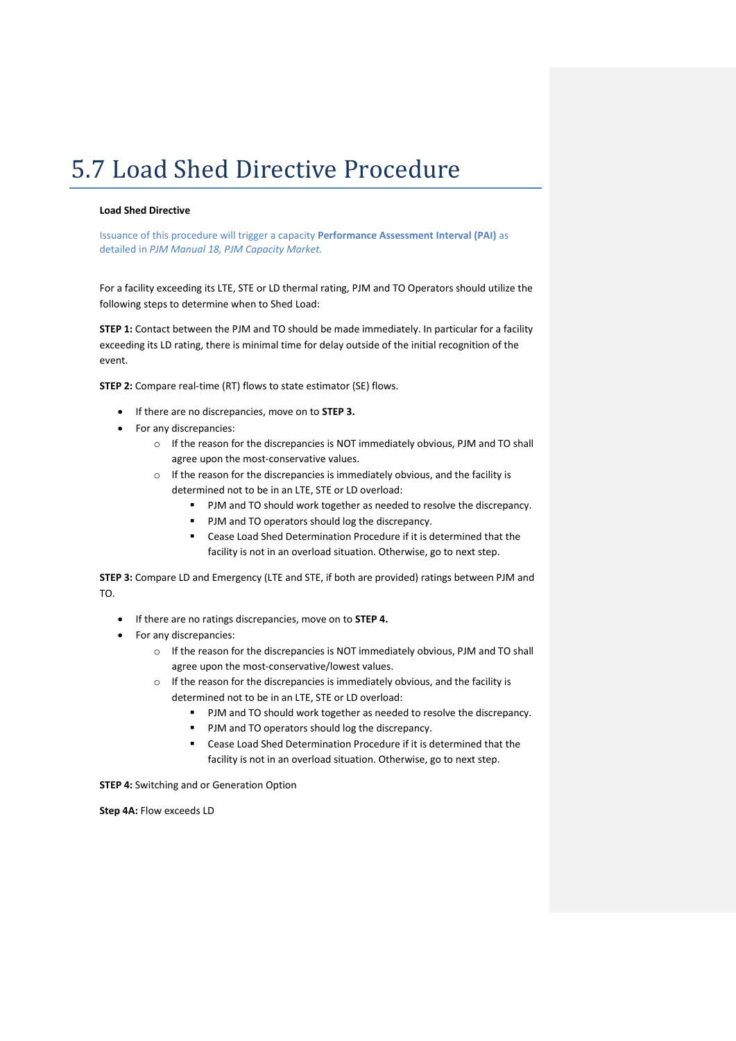# 5.7 Load Shed Directive Procedure

**Load Shed Directive**

Issuance of this procedure will trigger a capacity **Performance Assessment Interval (PAI)** as detailed in *PJM Manual 18, PJM Capacity Market.*

For a facility exceeding its LTE, STE or LD thermal rating, PJM and TO Operators should utilize the following steps to determine when to Shed Load:

**STEP 1:** Contact between the PJM and TO should be made immediately. In particular for a facility exceeding its LD rating, there is minimal time for delay outside of the initial recognition of the event.

**STEP 2:** Compare real-time (RT) flows to state estimator (SE) flows.

- If there are no discrepancies, move on to **STEP 3.**
- For any discrepancies:
  - If the reason for the discrepancies is NOT immediately obvious, PJM and TO shall agree upon the most-conservative values.
  - If the reason for the discrepancies is immediately obvious, and the facility is determined not to be in an LTE, STE or LD overload:
    - PJM and TO should work together as needed to resolve the discrepancy.
    - PJM and TO operators should log the discrepancy.
    - Cease Load Shed Determination Procedure if it is determined that the facility is not in an overload situation. Otherwise, go to next step.

**STEP 3:** Compare LD and Emergency (LTE and STE, if both are provided) ratings between PJM and TO.

- If there are no ratings discrepancies, move on to **STEP 4.**
- For any discrepancies:
  - If the reason for the discrepancies is NOT immediately obvious, PJM and TO shall agree upon the most-conservative/lowest values.
  - If the reason for the discrepancies is immediately obvious, and the facility is determined not to be in an LTE, STE or LD overload:
    - PJM and TO should work together as needed to resolve the discrepancy.
    - PJM and TO operators should log the discrepancy.
    - Cease Load Shed Determination Procedure if it is determined that the facility is not in an overload situation. Otherwise, go to next step.

**STEP 4:** Switching and or Generation Option

**Step 4A:** Flow exceeds LD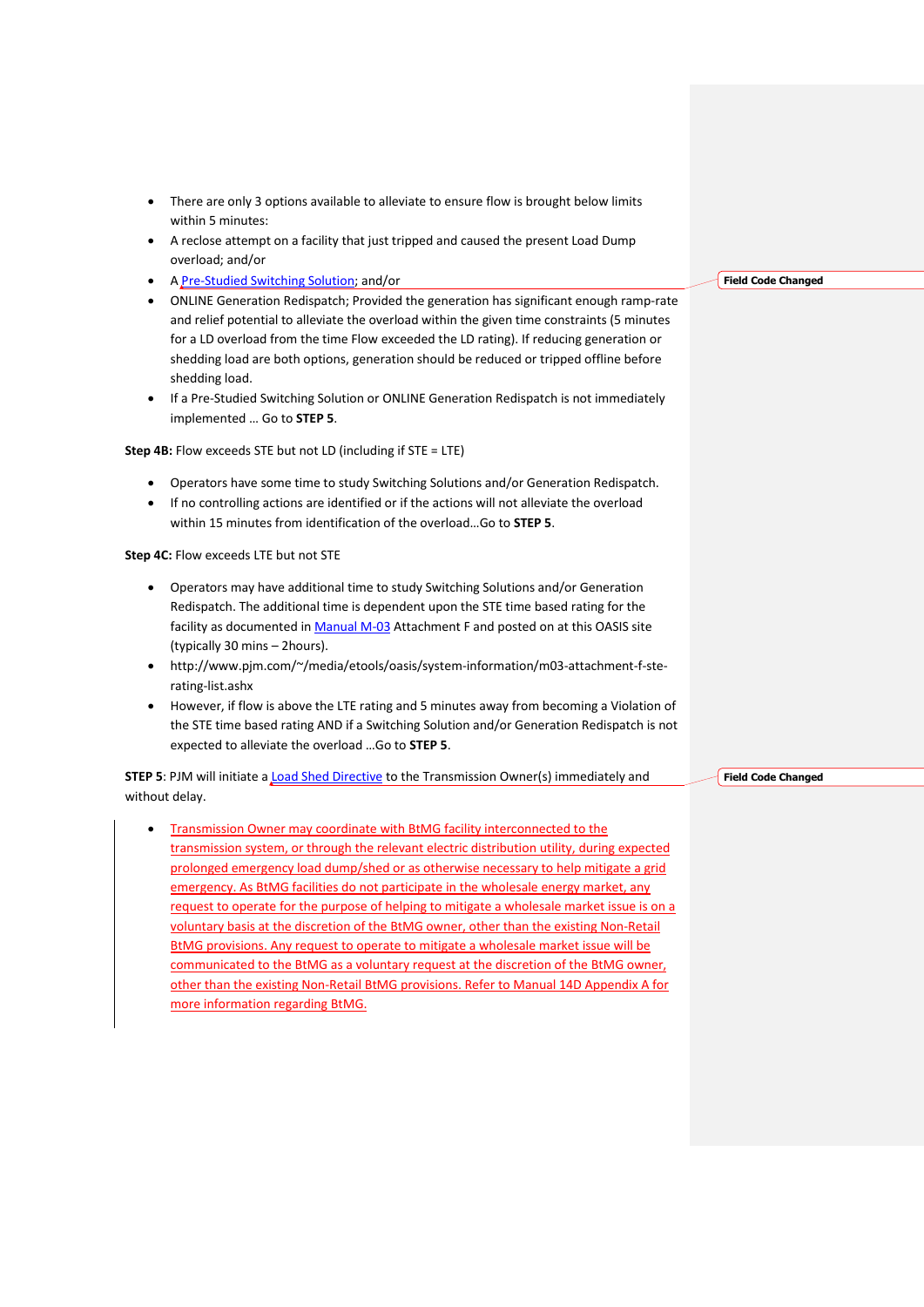- There are only 3 options available to alleviate to ensure flow is brought below limits within 5 minutes:
- A reclose attempt on a facility that just tripped and caused the present Load Dump overload; and/or
- A Pre-Studied Switching Solution; and/or
- ONLINE Generation Redispatch; Provided the generation has significant enough ramp-rate and relief potential to alleviate the overload within the given time constraints (5 minutes for a LD overload from the time Flow exceeded the LD rating). If reducing generation or shedding load are both options, generation should be reduced or tripped offline before shedding load.
- If a Pre-Studied Switching Solution or ONLINE Generation Redispatch is not immediately implemented … Go to **STEP 5**.

**Step 4B:** Flow exceeds STE but not LD (including if STE = LTE)

- Operators have some time to study Switching Solutions and/or Generation Redispatch.
- If no controlling actions are identified or if the actions will not alleviate the overload within 15 minutes from identification of the overload…Go to **STEP 5**.

**Step 4C:** Flow exceeds LTE but not STE

- Operators may have additional time to study Switching Solutions and/or Generation Redispatch. The additional time is dependent upon the STE time based rating for the facility as documented in Manual M-03 Attachment F and posted on at this OASIS site (typically 30 mins – 2hours).
- http://www.pjm.com/~/media/etools/oasis/system-information/m03-attachment-f-ste-rating-list.ashx
- However, if flow is above the LTE rating and 5 minutes away from becoming a Violation of the STE time based rating AND if a Switching Solution and/or Generation Redispatch is not expected to alleviate the overload …Go to **STEP 5**.

**STEP 5**: PJM will initiate a Load Shed Directive to the Transmission Owner(s) immediately and without delay.

- Transmission Owner may coordinate with BtMG facility interconnected to the transmission system, or through the relevant electric distribution utility, during expected prolonged emergency load dump/shed or as otherwise necessary to help mitigate a grid emergency. As BtMG facilities do not participate in the wholesale energy market, any request to operate for the purpose of helping to mitigate a wholesale market issue is on a voluntary basis at the discretion of the BtMG owner, other than the existing Non-Retail BtMG provisions. Any request to operate to mitigate a wholesale market issue will be communicated to the BtMG as a voluntary request at the discretion of the BtMG owner, other than the existing Non-Retail BtMG provisions. Refer to Manual 14D Appendix A for more information regarding BtMG.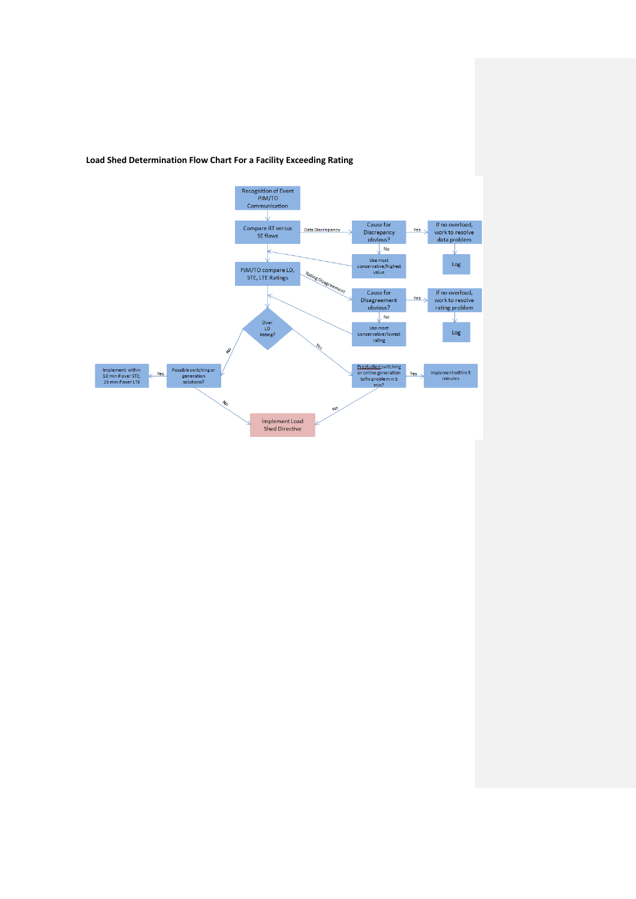**Load Shed Determination Flow Chart For a Facility Exceeding Rating**

Recognition of Event PJM/TO Communication

Compare RT versus SE flows

Data Discrepancy

Cause for Discrepancy obvious?

Yes

If no overload, work to resolve data problem

Log

No

Use most conservative/highest value

PJM/TO compare LD, STE, LTE Ratings

Rating Disagreement

Cause for Disagreement obvious?

Yes

If no overload, work to resolve rating problem

Log

No

Use most conservative/lowest rating

Over LD Rating?

No

Yes

Possible switching or generation solutions?

Yes

Implement within 10 min if over STE, 25 min if over LTE

No

Prestudied switching or online generation to fix problem in 5 min?

Yes

Implement within 5 minutes

No

Implement Load Shed Directive